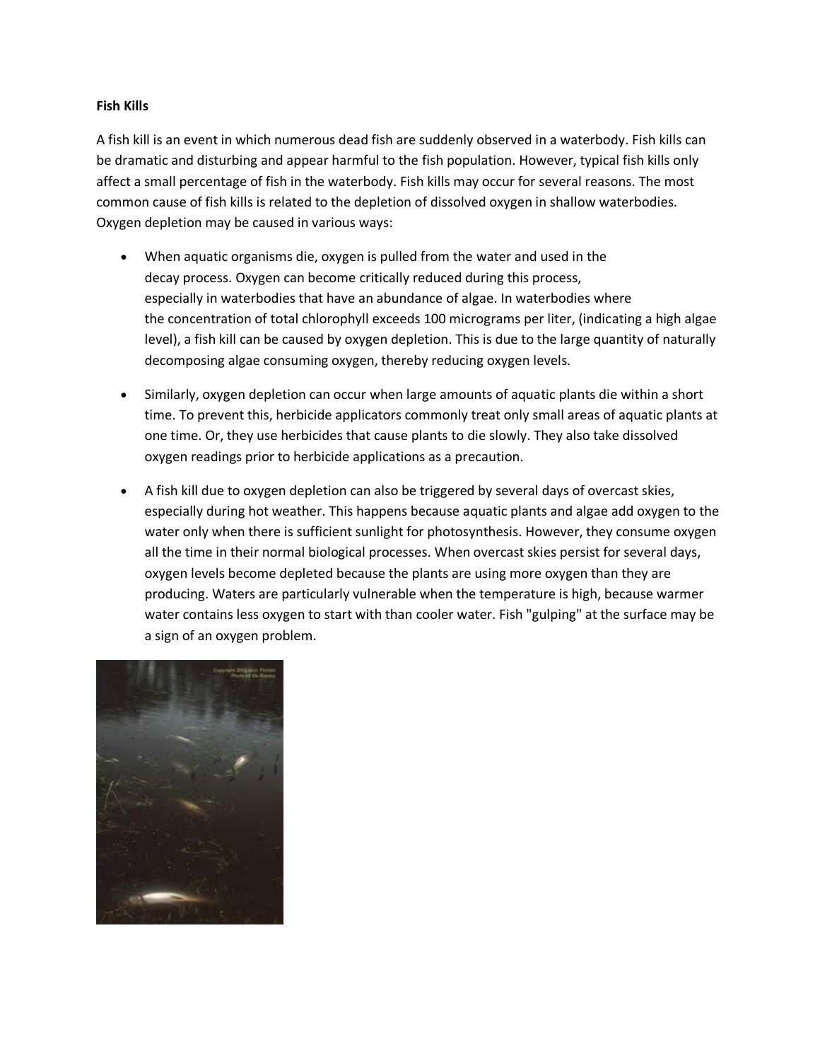**Fish Kills**

A fish kill is an event in which numerous dead fish are suddenly observed in a waterbody. Fish kills can be dramatic and disturbing and appear harmful to the fish population. However, typical fish kills only affect a small percentage of fish in the waterbody. Fish kills may occur for several reasons. The most common cause of fish kills is related to the depletion of dissolved oxygen in shallow waterbodies. Oxygen depletion may be caused in various ways:

- When aquatic organisms die, oxygen is pulled from the water and used in the decay process. Oxygen can become critically reduced during this process, especially in waterbodies that have an abundance of algae. In waterbodies where the concentration of total chlorophyll exceeds 100 micrograms per liter, (indicating a high algae level), a fish kill can be caused by oxygen depletion. This is due to the large quantity of naturally decomposing algae consuming oxygen, thereby reducing oxygen levels.

- Similarly, oxygen depletion can occur when large amounts of aquatic plants die within a short time. To prevent this, herbicide applicators commonly treat only small areas of aquatic plants at one time. Or, they use herbicides that cause plants to die slowly. They also take dissolved oxygen readings prior to herbicide applications as a precaution.

- A fish kill due to oxygen depletion can also be triggered by several days of overcast skies, especially during hot weather. This happens because aquatic plants and algae add oxygen to the water only when there is sufficient sunlight for photosynthesis. However, they consume oxygen all the time in their normal biological processes. When overcast skies persist for several days, oxygen levels become depleted because the plants are using more oxygen than they are producing. Waters are particularly vulnerable when the temperature is high, because warmer water contains less oxygen to start with than cooler water. Fish "gulping" at the surface may be a sign of an oxygen problem.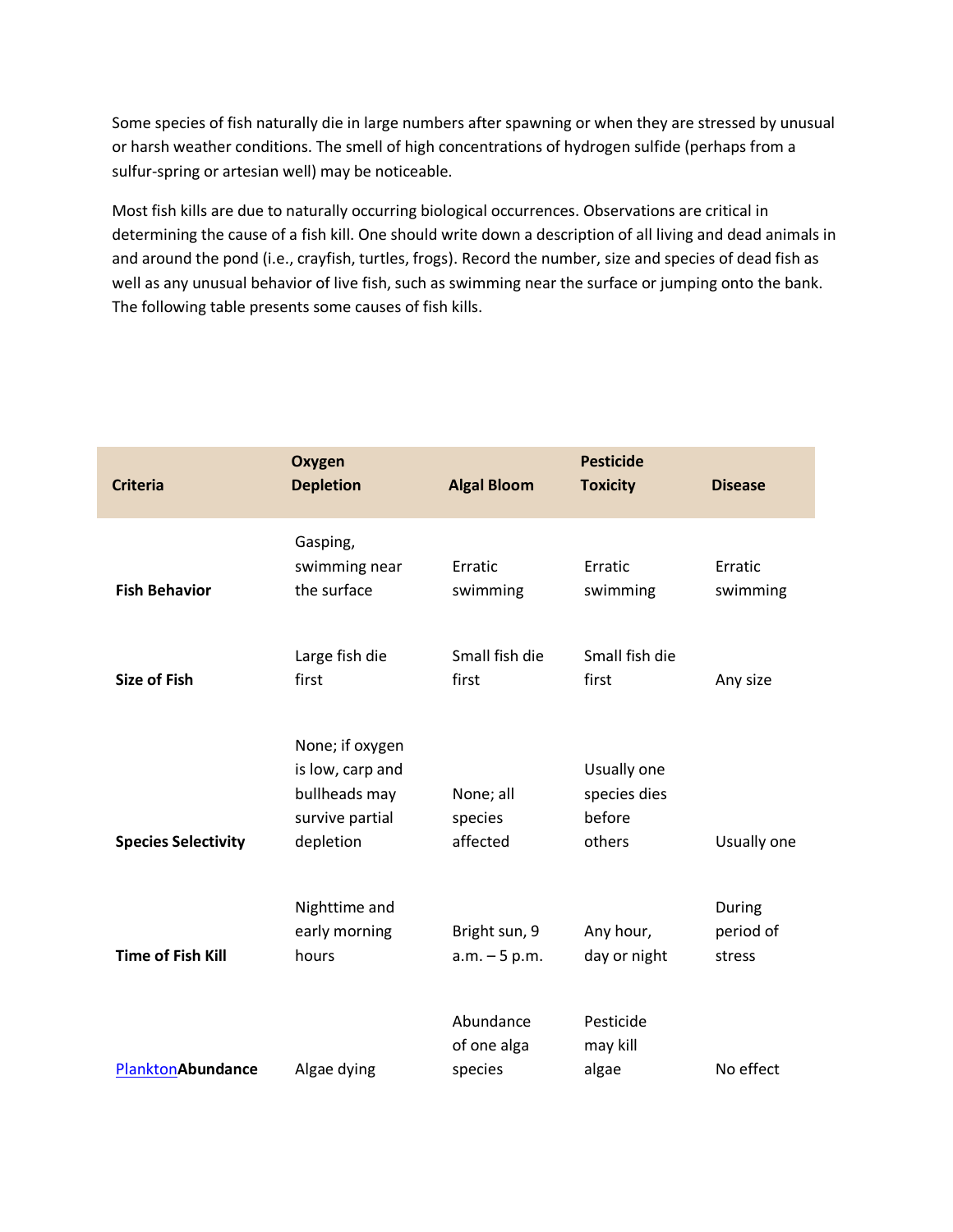Some species of fish naturally die in large numbers after spawning or when they are stressed by unusual or harsh weather conditions. The smell of high concentrations of hydrogen sulfide (perhaps from a sulfur-spring or artesian well) may be noticeable.

Most fish kills are due to naturally occurring biological occurrences. Observations are critical in determining the cause of a fish kill. One should write down a description of all living and dead animals in and around the pond (i.e., crayfish, turtles, frogs). Record the number, size and species of dead fish as well as any unusual behavior of live fish, such as swimming near the surface or jumping onto the bank. The following table presents some causes of fish kills.

| Criteria | Oxygen Depletion | Algal Bloom | Pesticide Toxicity | Disease |
|---|---|---|---|---|
| **Fish Behavior** | Gasping, swimming near the surface | Erratic swimming | Erratic swimming | Erratic swimming |
| **Size of Fish** | Large fish die first | Small fish die first | Small fish die first | Any size |
| **Species Selectivity** | None; if oxygen is low, carp and bullheads may survive partial depletion | None; all species affected | Usually one species dies before others | Usually one |
| **Time of Fish Kill** | Nighttime and early morning hours | Bright sun, 9 a.m. – 5 p.m. | Any hour, day or night | During period of stress |
| Plankton**Abundance** | Algae dying | Abundance of one alga species | Pesticide may kill algae | No effect |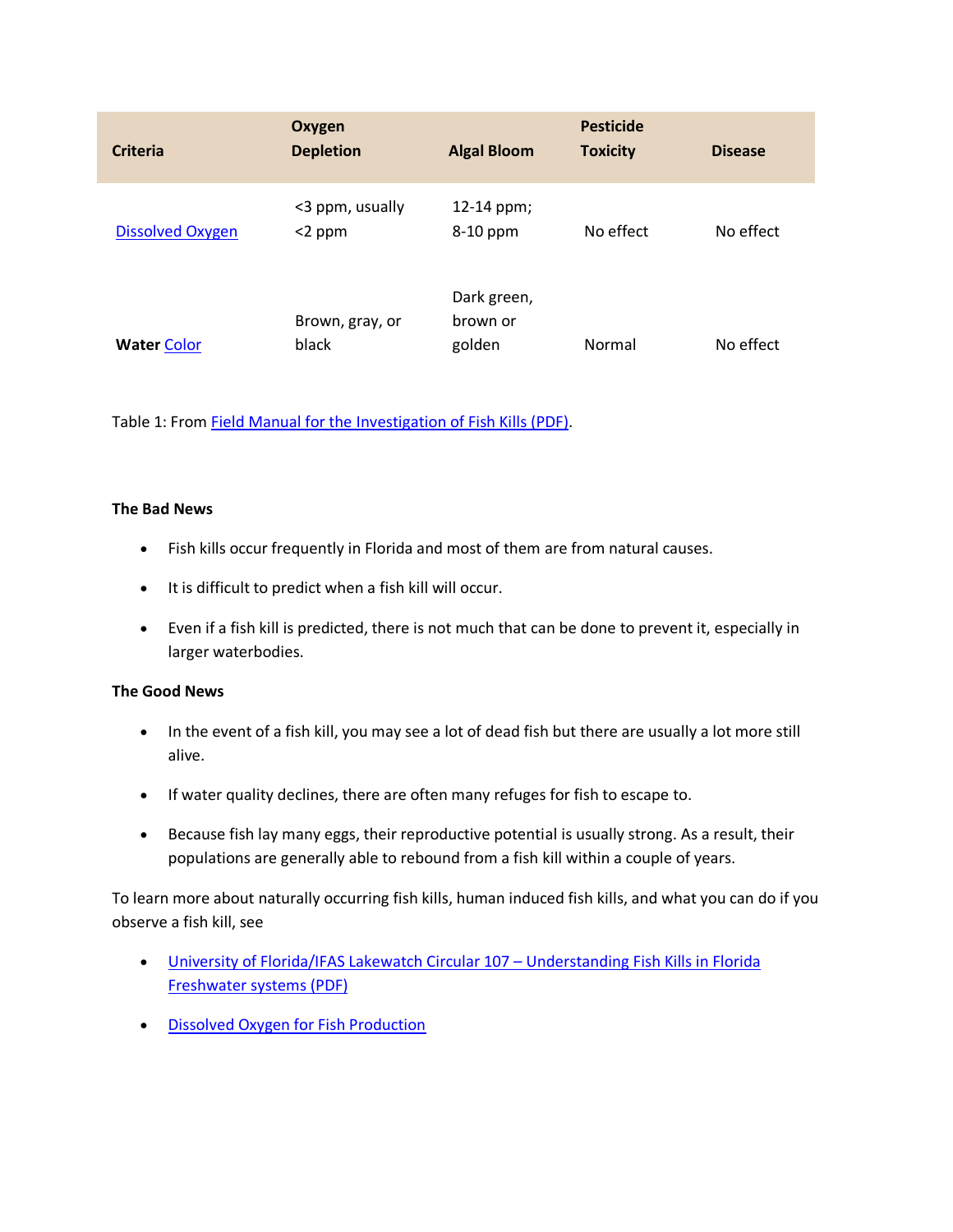| Criteria | Oxygen Depletion | Algal Bloom | Pesticide Toxicity | Disease |
|---|---|---|---|---|
| Dissolved Oxygen | <3 ppm, usually <2 ppm | 12-14 ppm; 8-10 ppm | No effect | No effect |
| **Water** Color | Brown, gray, or black | Dark green, brown or golden | Normal | No effect |

Table 1: From Field Manual for the Investigation of Fish Kills (PDF).

**The Bad News**

- Fish kills occur frequently in Florida and most of them are from natural causes.
- It is difficult to predict when a fish kill will occur.
- Even if a fish kill is predicted, there is not much that can be done to prevent it, especially in larger waterbodies.

**The Good News**

- In the event of a fish kill, you may see a lot of dead fish but there are usually a lot more still alive.
- If water quality declines, there are often many refuges for fish to escape to.
- Because fish lay many eggs, their reproductive potential is usually strong. As a result, their populations are generally able to rebound from a fish kill within a couple of years.

To learn more about naturally occurring fish kills, human induced fish kills, and what you can do if you observe a fish kill, see

- University of Florida/IFAS Lakewatch Circular 107 – Understanding Fish Kills in Florida Freshwater systems (PDF)
- Dissolved Oxygen for Fish Production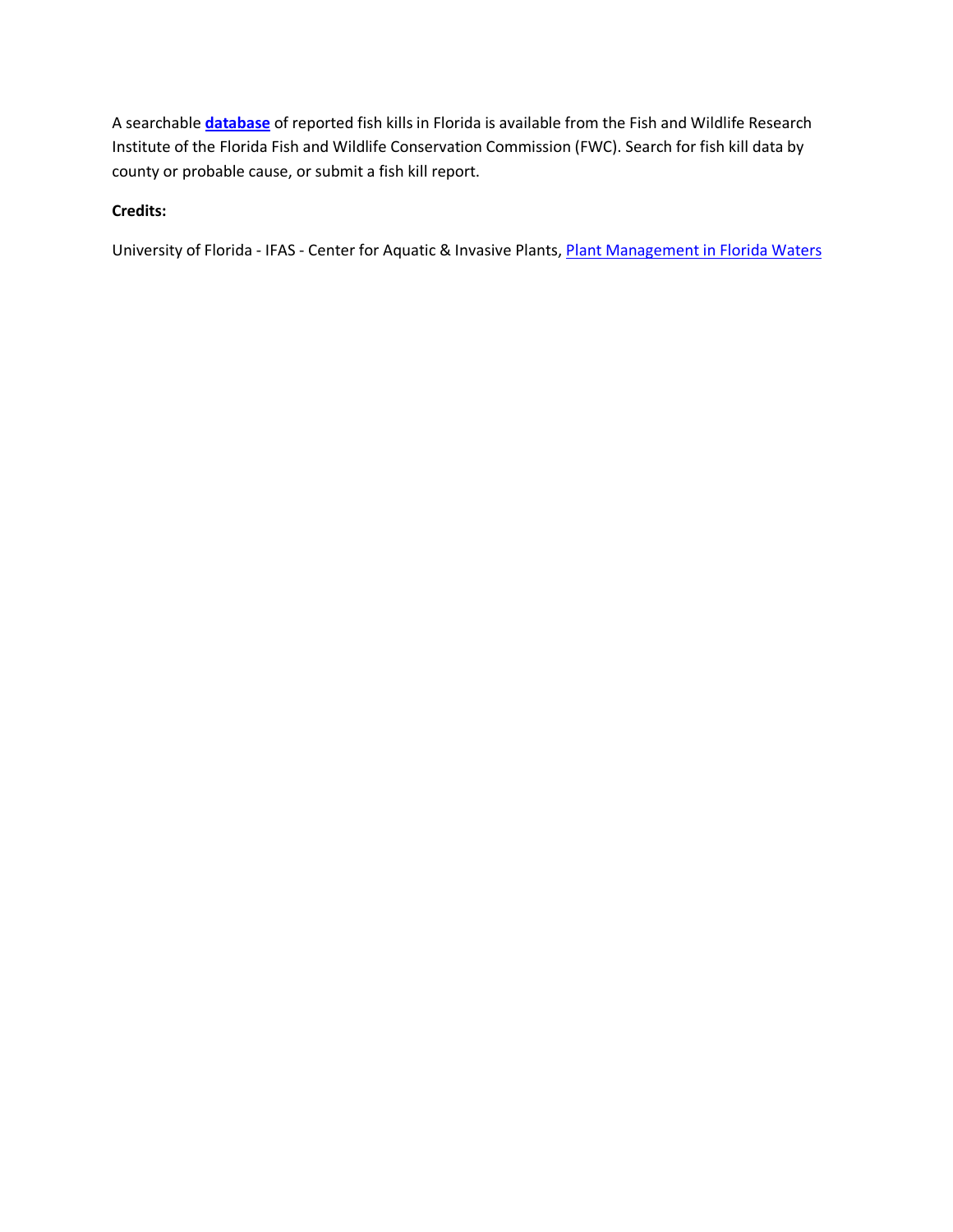A searchable **database** of reported fish kills in Florida is available from the Fish and Wildlife Research Institute of the Florida Fish and Wildlife Conservation Commission (FWC). Search for fish kill data by county or probable cause, or submit a fish kill report.

**Credits:**

University of Florida - IFAS - Center for Aquatic & Invasive Plants, Plant Management in Florida Waters